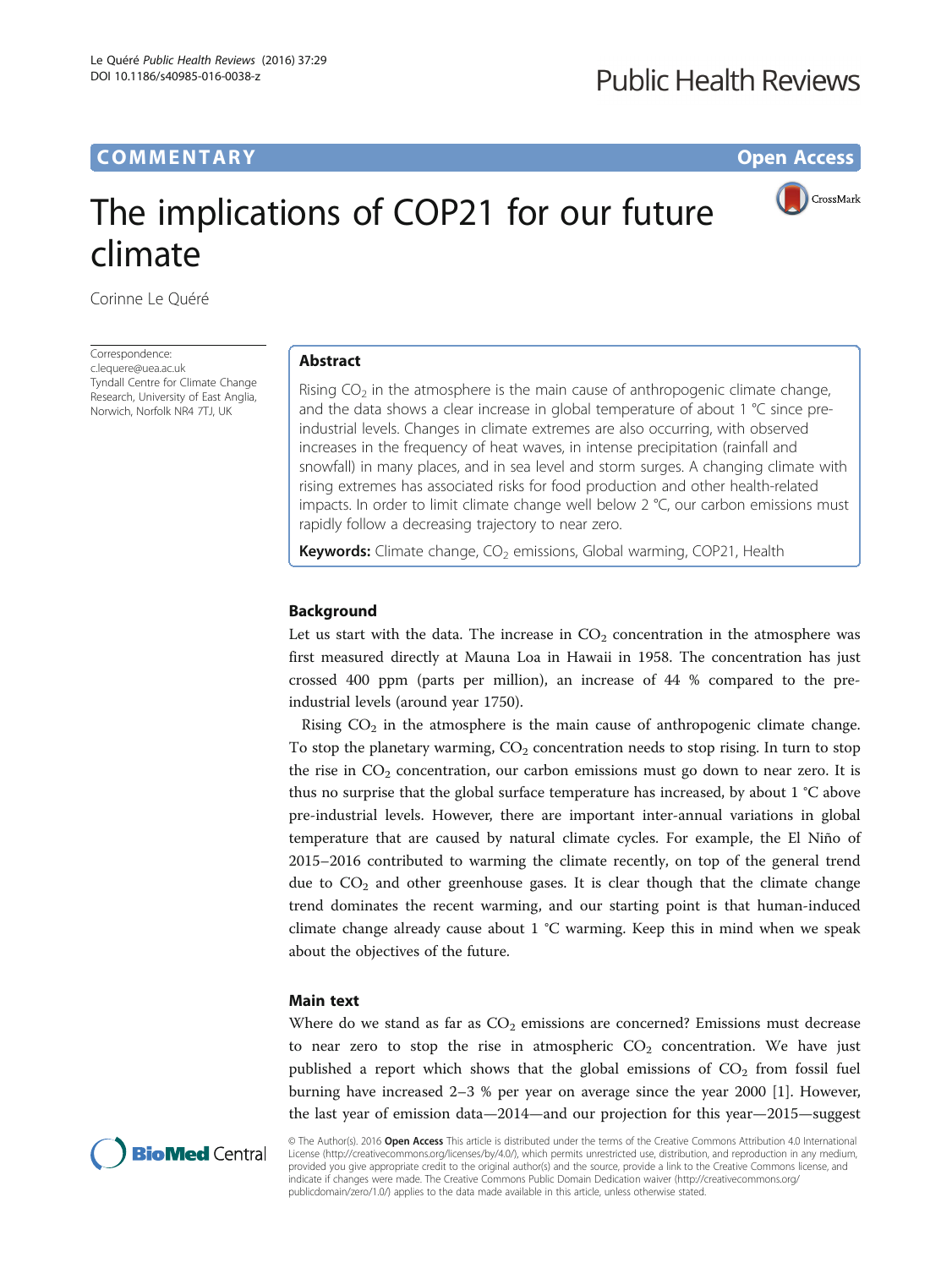COMMENTARY Open Access

# The implications of COP21 for our future climate

Corinne Le Quéré

Correspondence: c.lequere@uea.ac.uk
Tyndall Centre for Climate Change Research, University of East Anglia, Norwich, Norfolk NR4 7TJ, UK

## Abstract

Rising $CO_2$ in the atmosphere is the main cause of anthropogenic climate change, and the data shows a clear increase in global temperature of about 1 °C since pre-industrial levels. Changes in climate extremes are also occurring, with observed increases in the frequency of heat waves, in intense precipitation (rainfall and snowfall) in many places, and in sea level and storm surges. A changing climate with rising extremes has associated risks for food production and other health-related impacts. In order to limit climate change well below 2 °C, our carbon emissions must rapidly follow a decreasing trajectory to near zero.

**Keywords:** Climate change, $CO_2$ emissions, Global warming, COP21, Health

## Background

Let us start with the data. The increase in $CO_2$ concentration in the atmosphere was first measured directly at Mauna Loa in Hawaii in 1958. The concentration has just crossed 400 ppm (parts per million), an increase of 44 % compared to the pre-industrial levels (around year 1750).

Rising $CO_2$ in the atmosphere is the main cause of anthropogenic climate change. To stop the planetary warming, $CO_2$ concentration needs to stop rising. In turn to stop the rise in $CO_2$ concentration, our carbon emissions must go down to near zero. It is thus no surprise that the global surface temperature has increased, by about 1 °C above pre-industrial levels. However, there are important inter-annual variations in global temperature that are caused by natural climate cycles. For example, the El Niño of 2015–2016 contributed to warming the climate recently, on top of the general trend due to $CO_2$ and other greenhouse gases. It is clear though that the climate change trend dominates the recent warming, and our starting point is that human-induced climate change already cause about 1 °C warming. Keep this in mind when we speak about the objectives of the future.

## Main text

Where do we stand as far as $CO_2$ emissions are concerned? Emissions must decrease to near zero to stop the rise in atmospheric $CO_2$ concentration. We have just published a report which shows that the global emissions of $CO_2$ from fossil fuel burning have increased 2–3 % per year on average since the year 2000 [1]. However, the last year of emission data—2014—and our projection for this year—2015—suggest

© The Author(s). 2016 **Open Access** This article is distributed under the terms of the Creative Commons Attribution 4.0 International License (http://creativecommons.org/licenses/by/4.0/), which permits unrestricted use, distribution, and reproduction in any medium, provided you give appropriate credit to the original author(s) and the source, provide a link to the Creative Commons license, and indicate if changes were made. The Creative Commons Public Domain Dedication waiver (http://creativecommons.org/publicdomain/zero/1.0/) applies to the data made available in this article, unless otherwise stated.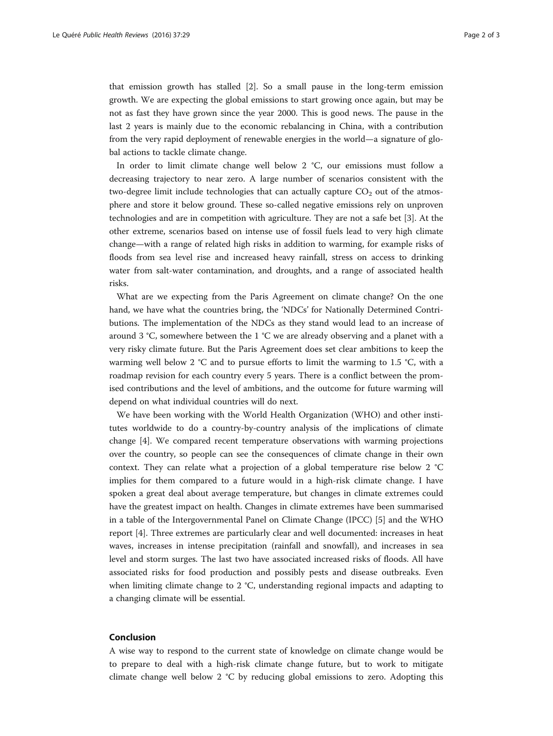that emission growth has stalled [2]. So a small pause in the long-term emission growth. We are expecting the global emissions to start growing once again, but may be not as fast they have grown since the year 2000. This is good news. The pause in the last 2 years is mainly due to the economic rebalancing in China, with a contribution from the very rapid deployment of renewable energies in the world—a signature of global actions to tackle climate change.

In order to limit climate change well below 2 °C, our emissions must follow a decreasing trajectory to near zero. A large number of scenarios consistent with the two-degree limit include technologies that can actually capture $CO_2$ out of the atmosphere and store it below ground. These so-called negative emissions rely on unproven technologies and are in competition with agriculture. They are not a safe bet [3]. At the other extreme, scenarios based on intense use of fossil fuels lead to very high climate change—with a range of related high risks in addition to warming, for example risks of floods from sea level rise and increased heavy rainfall, stress on access to drinking water from salt-water contamination, and droughts, and a range of associated health risks.

What are we expecting from the Paris Agreement on climate change? On the one hand, we have what the countries bring, the 'NDCs' for Nationally Determined Contributions. The implementation of the NDCs as they stand would lead to an increase of around 3 °C, somewhere between the 1 °C we are already observing and a planet with a very risky climate future. But the Paris Agreement does set clear ambitions to keep the warming well below 2 °C and to pursue efforts to limit the warming to 1.5 °C, with a roadmap revision for each country every 5 years. There is a conflict between the promised contributions and the level of ambitions, and the outcome for future warming will depend on what individual countries will do next.

We have been working with the World Health Organization (WHO) and other institutes worldwide to do a country-by-country analysis of the implications of climate change [4]. We compared recent temperature observations with warming projections over the country, so people can see the consequences of climate change in their own context. They can relate what a projection of a global temperature rise below 2 °C implies for them compared to a future would in a high-risk climate change. I have spoken a great deal about average temperature, but changes in climate extremes could have the greatest impact on health. Changes in climate extremes have been summarised in a table of the Intergovernmental Panel on Climate Change (IPCC) [5] and the WHO report [4]. Three extremes are particularly clear and well documented: increases in heat waves, increases in intense precipitation (rainfall and snowfall), and increases in sea level and storm surges. The last two have associated increased risks of floods. All have associated risks for food production and possibly pests and disease outbreaks. Even when limiting climate change to 2 °C, understanding regional impacts and adapting to a changing climate will be essential.

## Conclusion

A wise way to respond to the current state of knowledge on climate change would be to prepare to deal with a high-risk climate change future, but to work to mitigate climate change well below 2 °C by reducing global emissions to zero. Adopting this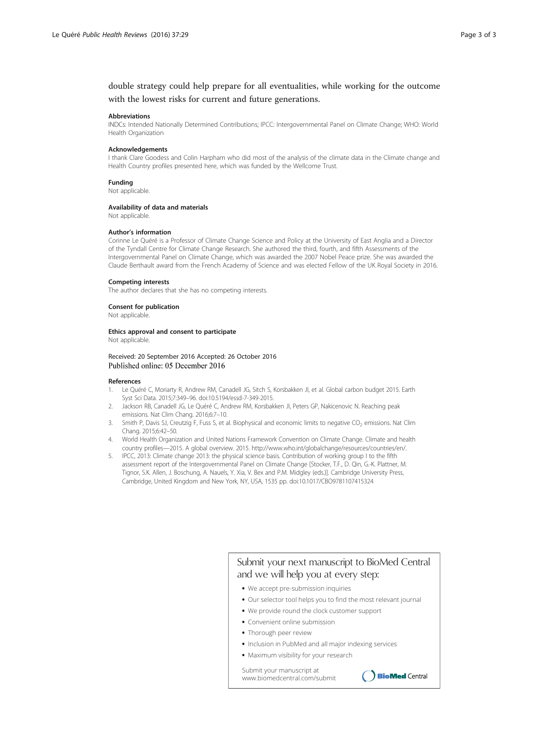double strategy could help prepare for all eventualities, while working for the outcome with the lowest risks for current and future generations.

### Abbreviations

INDCs: Intended Nationally Determined Contributions; IPCC: Intergovernmental Panel on Climate Change; WHO: World Health Organization

### Acknowledgements

I thank Clare Goodess and Colin Harpham who did most of the analysis of the climate data in the Climate change and Health Country profiles presented here, which was funded by the Wellcome Trust.

### Funding

Not applicable.

### Availability of data and materials

Not applicable.

### Author's information

Corinne Le Quéré is a Professor of Climate Change Science and Policy at the University of East Anglia and a Director of the Tyndall Centre for Climate Change Research. She authored the third, fourth, and fifth Assessments of the Intergovernmental Panel on Climate Change, which was awarded the 2007 Nobel Peace prize. She was awarded the Claude Berthault award from the French Academy of Science and was elected Fellow of the UK Royal Society in 2016.

### Competing interests

The author declares that she has no competing interests.

### Consent for publication

Not applicable.

### Ethics approval and consent to participate

Not applicable.

Received: 20 September 2016 Accepted: 26 October 2016
Published online: 05 December 2016

### References

1. Le Quéré C, Moriarty R, Andrew RM, Canadell JG, Sitch S, Korsbakken JI, et al. Global carbon budget 2015. Earth Syst Sci Data. 2015;7:349–96. doi:10.5194/essd-7-349-2015.
2. Jackson RB, Canadell JG, Le Quéré C, Andrew RM, Korsbakken JI, Peters GP, Nakicenovic N. Reaching peak emissions. Nat Clim Chang. 2016;6:7–10.
3. Smith P, Davis SJ, Creutzig F, Fuss S, et al. Biophysical and economic limits to negative $CO_2$ emissions. Nat Clim Chang. 2015;6:42–50.
4. World Health Organization and United Nations Framework Convention on Climate Change. Climate and health country profiles—2015. A global overview. 2015. http://www.who.int/globalchange/resources/countries/en/.
5. IPCC, 2013: Climate change 2013: the physical science basis. Contribution of working group I to the fifth assessment report of the Intergovernmental Panel on Climate Change [Stocker, T.F., D. Qin, G.-K. Plattner, M. Tignor, S.K. Allen, J. Boschung, A. Nauels, Y. Xia, V. Bex and P.M. Midgley (eds.)]. Cambridge University Press, Cambridge, United Kingdom and New York, NY, USA, 1535 pp. doi:10.1017/CBO9781107415324

Submit your next manuscript to BioMed Central and we will help you at every step:

- We accept pre-submission inquiries
- Our selector tool helps you to find the most relevant journal
- We provide round the clock customer support
- Convenient online submission
- Thorough peer review
- Inclusion in PubMed and all major indexing services
- Maximum visibility for your research

Submit your manuscript at
www.biomedcentral.com/submit

BioMed Central